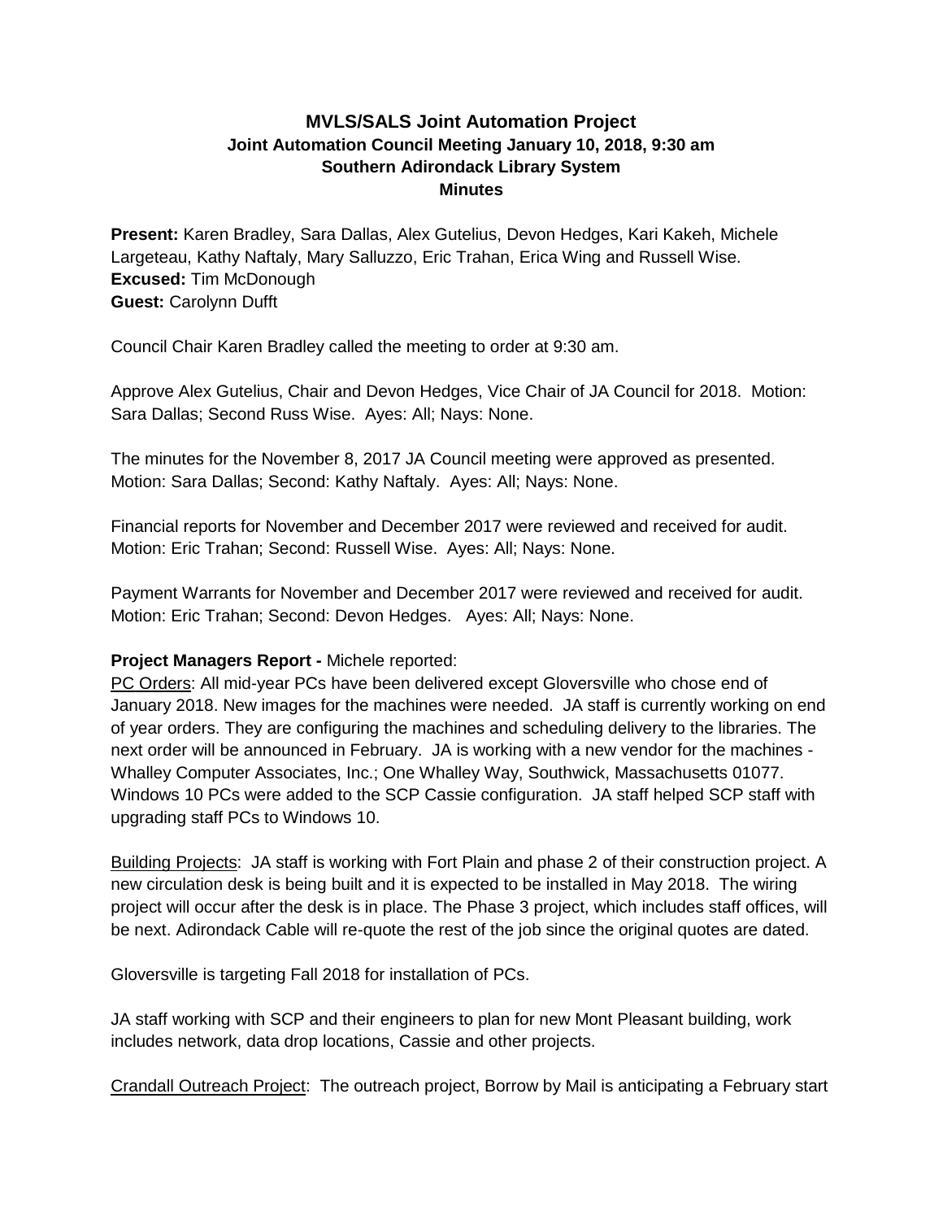# MVLS/SALS Joint Automation Project
## Joint Automation Council Meeting January 10, 2018, 9:30 am
## Southern Adirondack Library System
## Minutes

**Present:** Karen Bradley, Sara Dallas, Alex Gutelius, Devon Hedges, Kari Kakeh, Michele Largeteau, Kathy Naftaly, Mary Salluzzo, Eric Trahan, Erica Wing and Russell Wise.
**Excused:** Tim McDonough
**Guest:** Carolynn Dufft

Council Chair Karen Bradley called the meeting to order at 9:30 am.

Approve Alex Gutelius, Chair and Devon Hedges, Vice Chair of JA Council for 2018. Motion: Sara Dallas; Second Russ Wise. Ayes: All; Nays: None.

The minutes for the November 8, 2017 JA Council meeting were approved as presented. Motion: Sara Dallas; Second: Kathy Naftaly. Ayes: All; Nays: None.

Financial reports for November and December 2017 were reviewed and received for audit. Motion: Eric Trahan; Second: Russell Wise. Ayes: All; Nays: None.

Payment Warrants for November and December 2017 were reviewed and received for audit. Motion: Eric Trahan; Second: Devon Hedges. Ayes: All; Nays: None.

**Project Managers Report -** Michele reported:

<u>PC Orders</u>: All mid-year PCs have been delivered except Gloversville who chose end of January 2018. New images for the machines were needed. JA staff is currently working on end of year orders. They are configuring the machines and scheduling delivery to the libraries. The next order will be announced in February. JA is working with a new vendor for the machines - Whalley Computer Associates, Inc.; One Whalley Way, Southwick, Massachusetts 01077. Windows 10 PCs were added to the SCP Cassie configuration. JA staff helped SCP staff with upgrading staff PCs to Windows 10.

<u>Building Projects</u>: JA staff is working with Fort Plain and phase 2 of their construction project. A new circulation desk is being built and it is expected to be installed in May 2018. The wiring project will occur after the desk is in place. The Phase 3 project, which includes staff offices, will be next. Adirondack Cable will re-quote the rest of the job since the original quotes are dated.

Gloversville is targeting Fall 2018 for installation of PCs.

JA staff working with SCP and their engineers to plan for new Mont Pleasant building, work includes network, data drop locations, Cassie and other projects.

<u>Crandall Outreach Project</u>: The outreach project, Borrow by Mail is anticipating a February start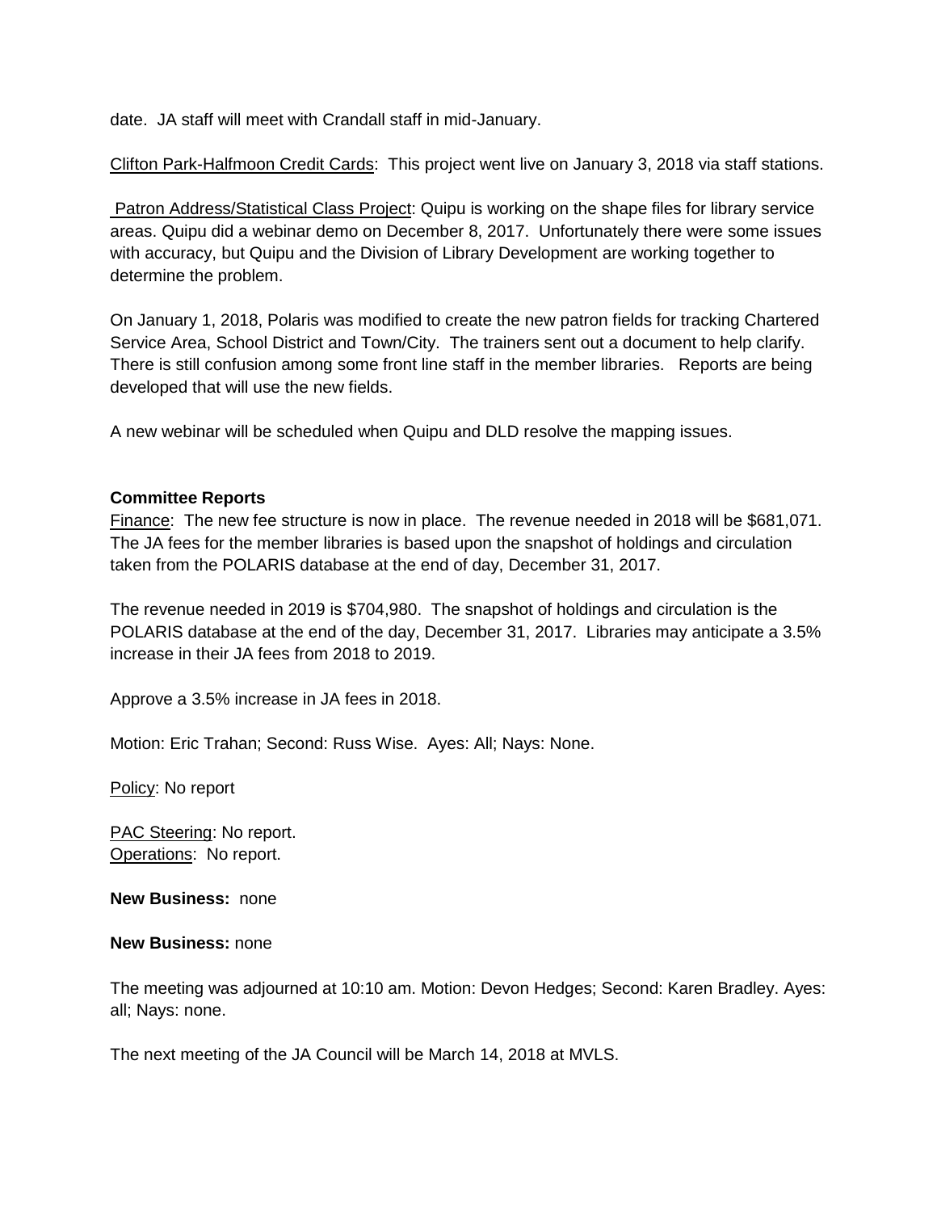date. JA staff will meet with Crandall staff in mid-January.

Clifton Park-Halfmoon Credit Cards: This project went live on January 3, 2018 via staff stations.

Patron Address/Statistical Class Project: Quipu is working on the shape files for library service areas. Quipu did a webinar demo on December 8, 2017. Unfortunately there were some issues with accuracy, but Quipu and the Division of Library Development are working together to determine the problem.

On January 1, 2018, Polaris was modified to create the new patron fields for tracking Chartered Service Area, School District and Town/City. The trainers sent out a document to help clarify. There is still confusion among some front line staff in the member libraries. Reports are being developed that will use the new fields.

A new webinar will be scheduled when Quipu and DLD resolve the mapping issues.

**Committee Reports**

Finance: The new fee structure is now in place. The revenue needed in 2018 will be $681,071. The JA fees for the member libraries is based upon the snapshot of holdings and circulation taken from the POLARIS database at the end of day, December 31, 2017.

The revenue needed in 2019 is $704,980. The snapshot of holdings and circulation is the POLARIS database at the end of the day, December 31, 2017. Libraries may anticipate a 3.5% increase in their JA fees from 2018 to 2019.

Approve a 3.5% increase in JA fees in 2018.

Motion: Eric Trahan; Second: Russ Wise. Ayes: All; Nays: None.

Policy: No report

PAC Steering: No report.
Operations: No report.

**New Business:** none

**New Business:** none

The meeting was adjourned at 10:10 am. Motion: Devon Hedges; Second: Karen Bradley. Ayes: all; Nays: none.

The next meeting of the JA Council will be March 14, 2018 at MVLS.